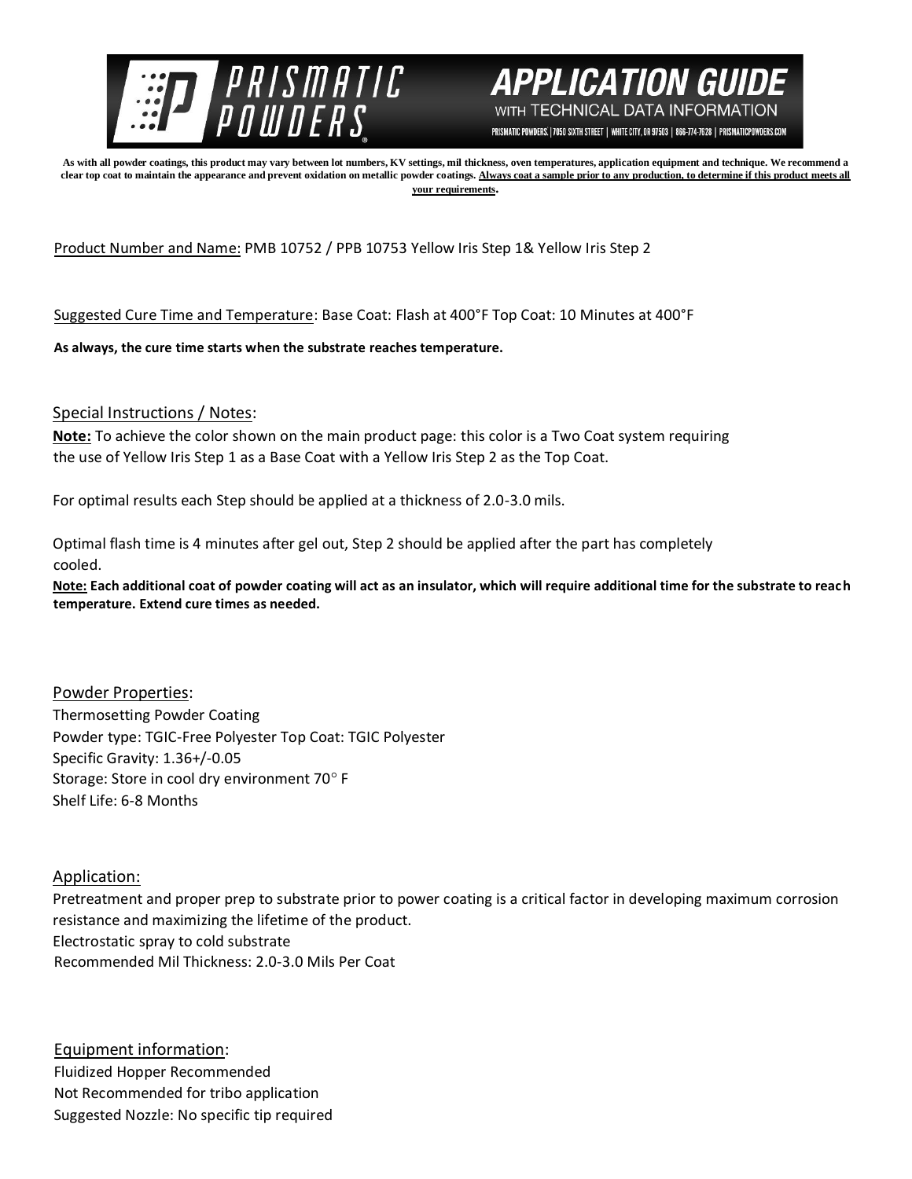# PRISMATIC POWDERS

## APPLICATION GUIDE

WITH TECHNICAL DATA INFORMATION

PRISMATIC POWDERS. | 7050 SIXTH STREET | WHITE CITY, OR 97503 | 866-774-7628 | PRISMATICPOWDERS.COM

**As with all powder coatings, this product may vary between lot numbers, KV settings, mil thickness, oven temperatures, application equipment and technique. We recommend a clear top coat to maintain the appearance and prevent oxidation on metallic powder coatings. Always coat a sample prior to any production, to determine if this product meets all your requirements.**

Product Number and Name: PMB 10752 / PPB 10753 Yellow Iris Step 1& Yellow Iris Step 2

Suggested Cure Time and Temperature: Base Coat: Flash at 400°F Top Coat: 10 Minutes at 400°F

**As always, the cure time starts when the substrate reaches temperature.**

### Special Instructions / Notes:

**Note:** To achieve the color shown on the main product page: this color is a Two Coat system requiring the use of Yellow Iris Step 1 as a Base Coat with a Yellow Iris Step 2 as the Top Coat.

For optimal results each Step should be applied at a thickness of 2.0-3.0 mils.

Optimal flash time is 4 minutes after gel out, Step 2 should be applied after the part has completely cooled.

**Note: Each additional coat of powder coating will act as an insulator, which will require additional time for the substrate to reach temperature. Extend cure times as needed.**

### Powder Properties:

Thermosetting Powder Coating
Powder type: TGIC-Free Polyester Top Coat: TGIC Polyester
Specific Gravity: 1.36+/-0.05
Storage: Store in cool dry environment 70° F
Shelf Life: 6-8 Months

### Application:

Pretreatment and proper prep to substrate prior to power coating is a critical factor in developing maximum corrosion resistance and maximizing the lifetime of the product.
Electrostatic spray to cold substrate
Recommended Mil Thickness: 2.0-3.0 Mils Per Coat

### Equipment information:

Fluidized Hopper Recommended
Not Recommended for tribo application
Suggested Nozzle: No specific tip required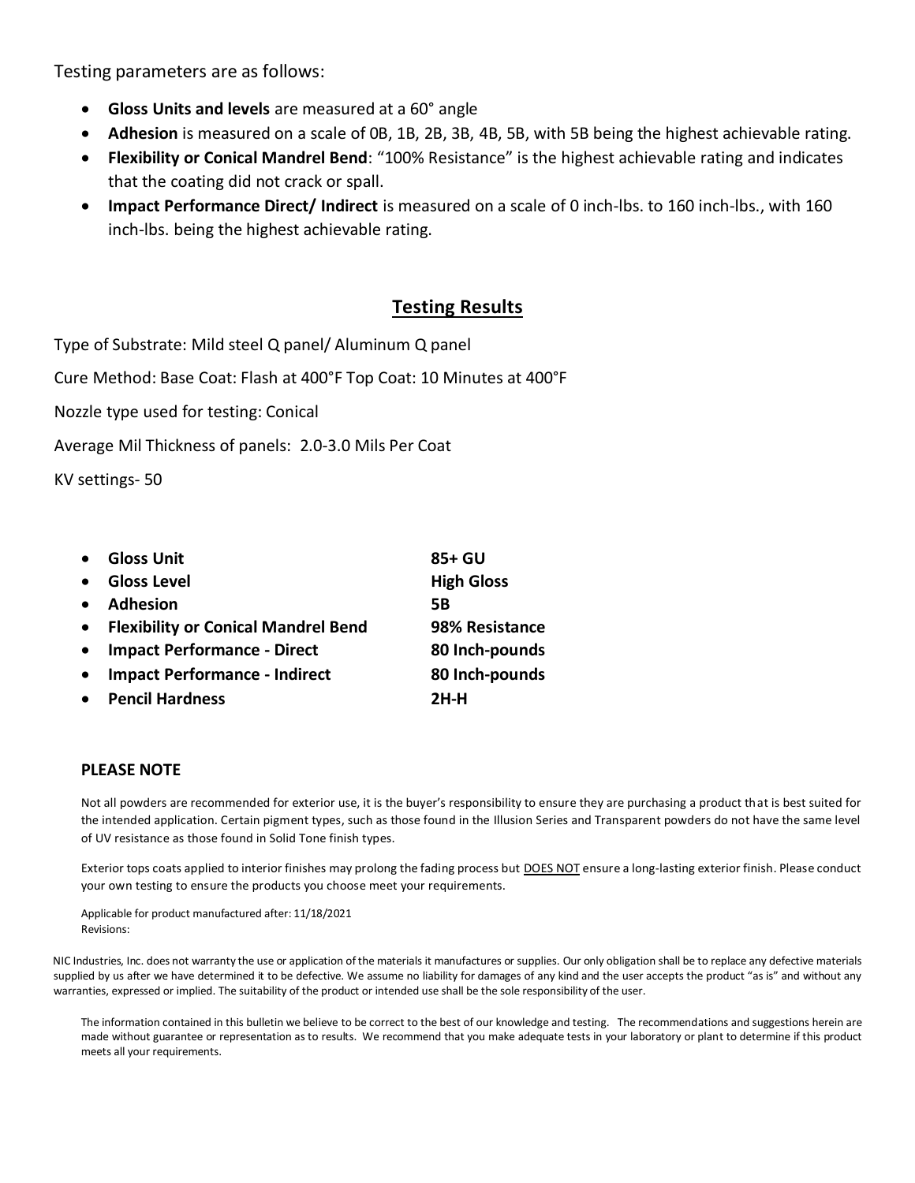Testing parameters are as follows:

- **Gloss Units and levels** are measured at a 60° angle
- **Adhesion** is measured on a scale of 0B, 1B, 2B, 3B, 4B, 5B, with 5B being the highest achievable rating.
- **Flexibility or Conical Mandrel Bend**: "100% Resistance" is the highest achievable rating and indicates that the coating did not crack or spall.
- **Impact Performance Direct/ Indirect** is measured on a scale of 0 inch-lbs. to 160 inch-lbs., with 160 inch-lbs. being the highest achievable rating.

## Testing Results

Type of Substrate: Mild steel Q panel/ Aluminum Q panel

Cure Method: Base Coat: Flash at 400°F Top Coat: 10 Minutes at 400°F

Nozzle type used for testing: Conical

Average Mil Thickness of panels: 2.0-3.0 Mils Per Coat

KV settings- 50

- **Gloss Unit** — **85+ GU**
- **Gloss Level** — **High Gloss**
- **Adhesion** — **5B**
- **Flexibility or Conical Mandrel Bend** — **98% Resistance**
- **Impact Performance - Direct** — **80 Inch-pounds**
- **Impact Performance - Indirect** — **80 Inch-pounds**
- **Pencil Hardness** — **2H-H**

### PLEASE NOTE

Not all powders are recommended for exterior use, it is the buyer's responsibility to ensure they are purchasing a product that is best suited for the intended application. Certain pigment types, such as those found in the Illusion Series and Transparent powders do not have the same level of UV resistance as those found in Solid Tone finish types.

Exterior tops coats applied to interior finishes may prolong the fading process but DOES NOT ensure a long-lasting exterior finish. Please conduct your own testing to ensure the products you choose meet your requirements.

Applicable for product manufactured after: 11/18/2021
Revisions:

NIC Industries, Inc. does not warranty the use or application of the materials it manufactures or supplies. Our only obligation shall be to replace any defective materials supplied by us after we have determined it to be defective. We assume no liability for damages of any kind and the user accepts the product "as is" and without any warranties, expressed or implied. The suitability of the product or intended use shall be the sole responsibility of the user.

The information contained in this bulletin we believe to be correct to the best of our knowledge and testing. The recommendations and suggestions herein are made without guarantee or representation as to results. We recommend that you make adequate tests in your laboratory or plant to determine if this product meets all your requirements.